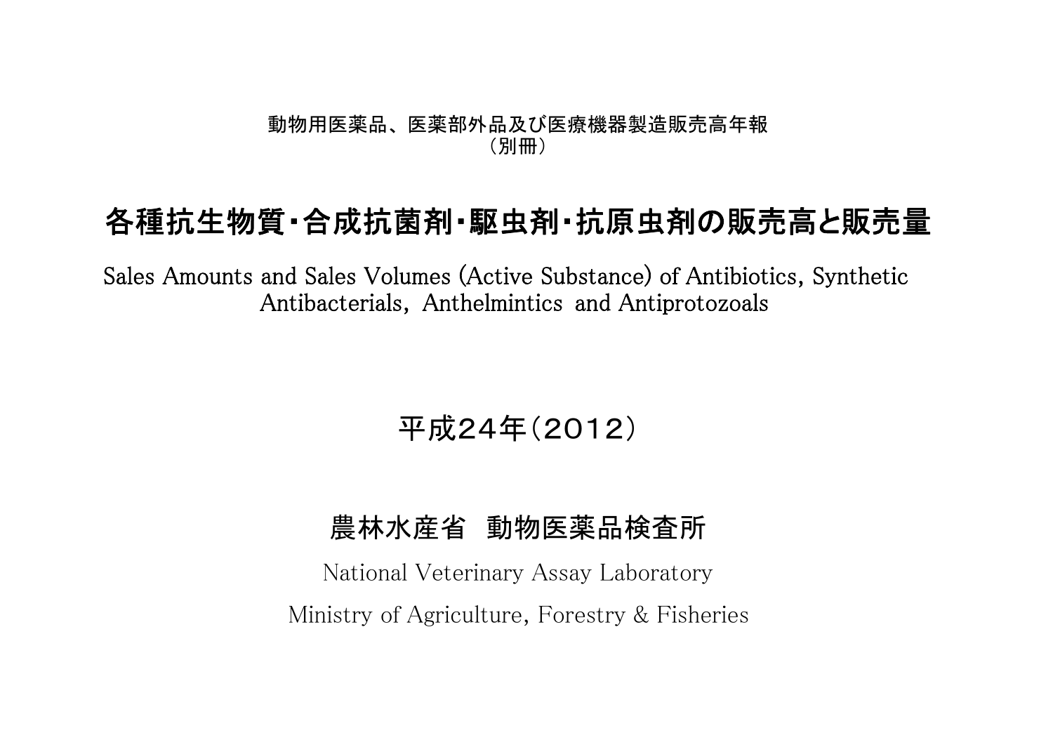動物用医薬品、医薬部外品及び医療機器製造販売高年報
（別冊）

# 各種抗生物質・合成抗菌剤・駆虫剤・抗原虫剤の販売高と販売量

Sales Amounts and Sales Volumes (Active Substance) of Antibiotics, Synthetic Antibacterials, Anthelmintics and Antiprotozoals

## 平成24年（2012）

## 農林水産省　動物医薬品検査所

National Veterinary Assay Laboratory

Ministry of Agriculture, Forestry & Fisheries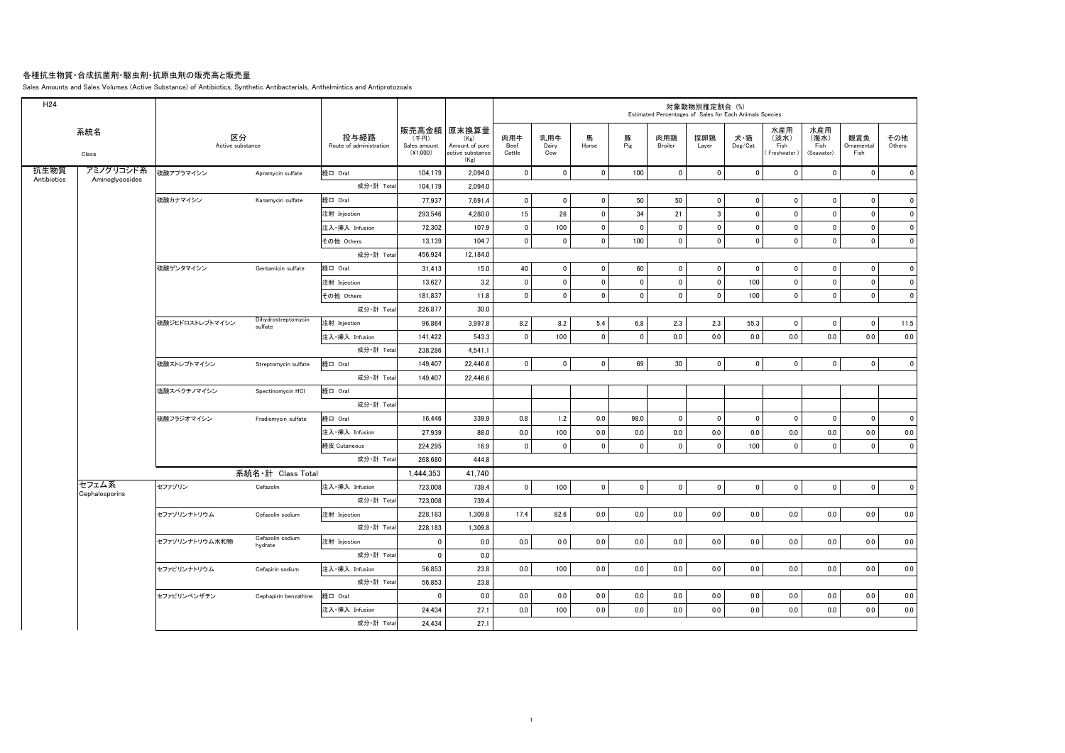# 各種抗生物質・合成抗菌剤・駆虫剤・抗原虫剤の販売高と販売量

Sales Amounts and Sales Volumes (Active Substance) of Antibiotics, Synthetic Antibacterials, Anthelmintics and Antiprotozoals

| H24 | | | | | | | 対象動物別推定割合 (%) Estimated Percentages of Sales for Each Animals Species | | | | | | | | | | |
|---|---|---|---|---|---|---|---|---|---|---|---|---|---|---|---|---|---|
| 系統名 Class | | 区分 Active substance | | 投与経路 Route of administration | 販売高金額 (千円) Sales amount (¥1,000) | 原末換算量 (Kg) Amount of pure active substance (Kg) | 肉用牛 Beef Cattle | 乳用牛 Dairy Cow | 馬 Horse | 豚 Pig | 肉用鶏 Broiler | 採卵鶏 Layer | 犬・猫 Dog/Cat | 水産用(淡水) Fish (Freshwater) | 水産用(海水) Fish (Seawater) | 観賞魚 Ornamental Fish | その他 Others |
| 抗生物質 Antibiotics | アミノグリコシド系 Aminoglycosides | 硫酸アプラマイシン | Apramycin sulfate | 経口 Oral | 104,179 | 2,094.0 | 0 | 0 | 0 | 100 | 0 | 0 | 0 | 0 | 0 | 0 | 0 |
| | | | | 成分・計 Total | 104,179 | 2,094.0 | | | | | | | | | | | |
| | | 硫酸カナマイシン | Kanamycin sulfate | 経口 Oral | 77,937 | 7,691.4 | 0 | 0 | 0 | 50 | 50 | 0 | 0 | 0 | 0 | 0 | 0 |
| | | | | 注射 Injection | 293,546 | 4,280.0 | 15 | 26 | 0 | 34 | 21 | 3 | 0 | 0 | 0 | 0 | 0 |
| | | | | 注入・挿入 Infusion | 72,302 | 107.9 | 0 | 100 | 0 | 0 | 0 | 0 | 0 | 0 | 0 | 0 | 0 |
| | | | | その他 Others | 13,139 | 104.7 | 0 | 0 | 0 | 100 | 0 | 0 | 0 | 0 | 0 | 0 | 0 |
| | | | | 成分・計 Total | 456,924 | 12,184.0 | | | | | | | | | | | |
| | | 硫酸ゲンタマイシン | Gentamicin sulfate | 経口 Oral | 31,413 | 15.0 | 40 | 0 | 0 | 60 | 0 | 0 | 0 | 0 | 0 | 0 | 0 |
| | | | | 注射 Injection | 13,627 | 3.2 | 0 | 0 | 0 | 0 | 0 | 0 | 100 | 0 | 0 | 0 | 0 |
| | | | | その他 Others | 181,837 | 11.8 | 0 | 0 | 0 | 0 | 0 | 0 | 100 | 0 | 0 | 0 | 0 |
| | | | | 成分・計 Total | 226,877 | 30.0 | | | | | | | | | | | |
| | | 硫酸ジヒドロストレプトマイシン | Dihydrostreptomycin sulfate | 注射 Injection | 96,864 | 3,997.8 | 8.2 | 8.2 | 5.4 | 6.8 | 2.3 | 2.3 | 55.3 | 0 | 0 | 0 | 11.5 |
| | | | | 注入・挿入 Infusion | 141,422 | 543.3 | 0 | 100 | 0 | 0 | 0.0 | 0.0 | 0.0 | 0.0 | 0.0 | 0.0 | 0.0 |
| | | | | 成分・計 Total | 238,286 | 4,541.1 | | | | | | | | | | | |
| | | 硫酸ストレプトマイシン | Streptomycin sulfate | 経口 Oral | 149,407 | 22,446.6 | 0 | 0 | 0 | 69 | 30 | 0 | 0 | 0 | 0 | 0 | 0 |
| | | | | 成分・計 Total | 149,407 | 22,446.6 | | | | | | | | | | | |
| | | 塩酸スペクチノマイシン | Spectinomycin HCl | 経口 Oral | | | | | | | | | | | | | |
| | | | | 成分・計 Total | | | | | | | | | | | | | |
| | | 硫酸フラジオマイシン | Fradiomycin sulfate | 経口 Oral | 16,446 | 339.9 | 0.8 | 1.2 | 0.0 | 98.0 | 0 | 0 | 0 | 0 | 0 | 0 | 0 |
| | | | | 注入・挿入 Infusion | 27,939 | 88.0 | 0.0 | 100 | 0.0 | 0.0 | 0.0 | 0.0 | 0.0 | 0.0 | 0.0 | 0.0 | 0.0 |
| | | | | 経皮 Cutaneous | 224,295 | 16.9 | 0 | 0 | 0 | 0 | 0 | 0 | 100 | 0 | 0 | 0 | 0 |
| | | | | 成分・計 Total | 268,680 | 444.8 | | | | | | | | | | | |
| | | 系統名・計 Class Total | | | 1,444,353 | 41,740 | | | | | | | | | | | |
| | セフェム系 Cephalosporins | セファゾリン | Cefazolin | 注入・挿入 Infusion | 723,008 | 739.4 | 0 | 100 | 0 | 0 | 0 | 0 | 0 | 0 | 0 | 0 | 0 |
| | | | | 成分・計 Total | 723,008 | 739.4 | | | | | | | | | | | |
| | | セファゾリンナトリウム | Cefazolin sodium | 注射 Injection | 228,183 | 1,309.8 | 17.4 | 82.6 | 0.0 | 0.0 | 0.0 | 0.0 | 0.0 | 0.0 | 0.0 | 0.0 | 0.0 |
| | | | | 成分・計 Total | 228,183 | 1,309.8 | | | | | | | | | | | |
| | | セファゾリンナトリウム水和物 | Cefazolin sodium hydrate | 注射 Injection | 0 | 0.0 | 0.0 | 0.0 | 0.0 | 0.0 | 0.0 | 0.0 | 0.0 | 0.0 | 0.0 | 0.0 | 0.0 |
| | | | | 成分・計 Total | 0 | 0.0 | | | | | | | | | | | |
| | | セファピリンナトリウム | Cefapirin sodium | 注入・挿入 Infusion | 56,853 | 23.8 | 0.0 | 100 | 0.0 | 0.0 | 0.0 | 0.0 | 0.0 | 0.0 | 0.0 | 0.0 | 0.0 |
| | | | | 成分・計 Total | 56,853 | 23.8 | | | | | | | | | | | |
| | | セファピリンベンザチン | Cephapirin benzathine | 経口 Oral | 0 | 0.0 | 0.0 | 0.0 | 0.0 | 0.0 | 0.0 | 0.0 | 0.0 | 0.0 | 0.0 | 0.0 | 0.0 |
| | | | | 注入・挿入 Infusion | 24,434 | 27.1 | 0.0 | 100 | 0.0 | 0.0 | 0.0 | 0.0 | 0.0 | 0.0 | 0.0 | 0.0 | 0.0 |
| | | | | 成分・計 Total | 24,434 | 27.1 | | | | | | | | | | | |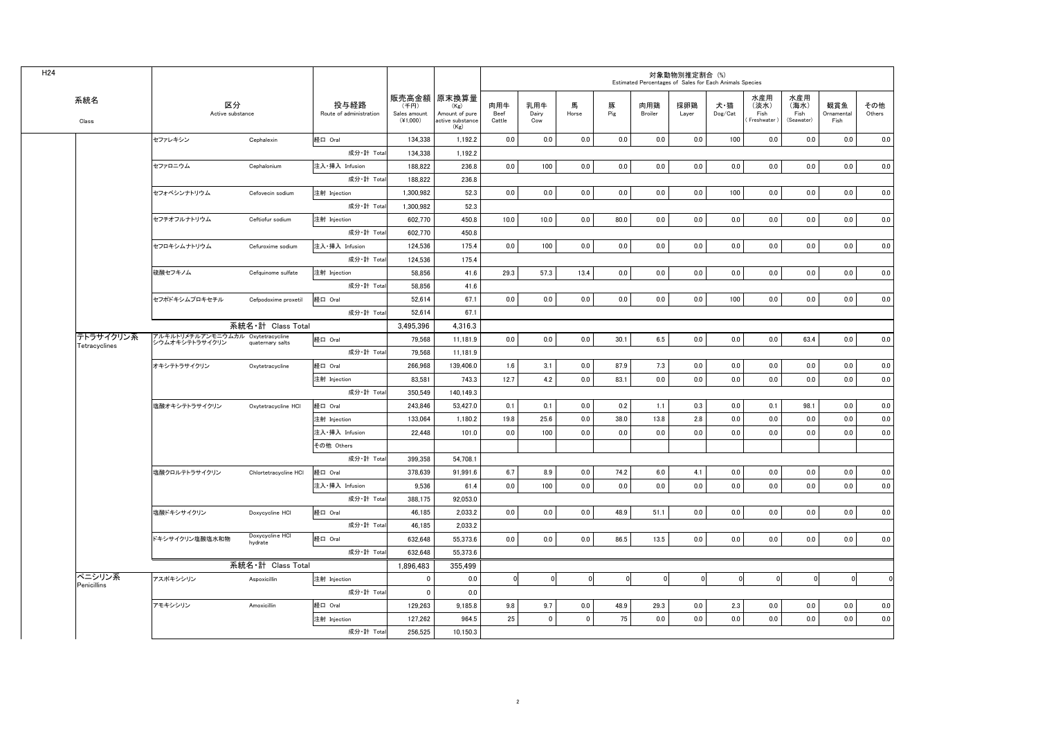H24

| 系統名 Class | 区分 Active substance | | 投与経路 Route of administration | 販売高金額 (千円) Sales amount (¥1,000) | 原末換算量 (Kg) Amount of pure active substance (Kg) | 対象動物別推定割合 (%) Estimated Percentages of Sales for Each Animals Species | | | | | | | | | | |
|---|---|---|---|---|---|---|---|---|---|---|---|---|---|---|---|---|
| | | | | | | 肉用牛 Beef Cattle | 乳用牛 Dairy Cow | 馬 Horse | 豚 Pig | 肉用鶏 Broiler | 採卵鶏 Layer | 犬・猫 Dog/Cat | 水産用（淡水）Fish (Freshwater) | 水産用（海水）Fish (Seawater) | 観賞魚 Ornamental Fish | その他 Others |
| | セファレキシン | Cephalexin | 経口 Oral | 134,338 | 1,192.2 | 0.0 | 0.0 | 0.0 | 0.0 | 0.0 | 0.0 | 100 | 0.0 | 0.0 | 0.0 | 0.0 |
| | | | 成分・計 Total | 134,338 | 1,192.2 | | | | | | | | | | | |
| | セファロニウム | Cephalonium | 注入・挿入 Infusion | 188,822 | 236.8 | 0.0 | 100 | 0.0 | 0.0 | 0.0 | 0.0 | 0.0 | 0.0 | 0.0 | 0.0 | 0.0 |
| | | | 成分・計 Total | 188,822 | 236.8 | | | | | | | | | | | |
| | セフォベシンナトリウム | Cefovecin sodium | 注射 Injection | 1,300,982 | 52.3 | 0.0 | 0.0 | 0.0 | 0.0 | 0.0 | 0.0 | 100 | 0.0 | 0.0 | 0.0 | 0.0 |
| | | | 成分・計 Total | 1,300,982 | 52.3 | | | | | | | | | | | |
| | セフチオフルナトリウム | Ceftiofur sodium | 注射 Injection | 602,770 | 450.8 | 10.0 | 10.0 | 0.0 | 80.0 | 0.0 | 0.0 | 0.0 | 0.0 | 0.0 | 0.0 | 0.0 |
| | | | 成分・計 Total | 602,770 | 450.8 | | | | | | | | | | | |
| | セフロキシムナトリウム | Cefuroxime sodium | 注入・挿入 Infusion | 124,536 | 175.4 | 0.0 | 100 | 0.0 | 0.0 | 0.0 | 0.0 | 0.0 | 0.0 | 0.0 | 0.0 | 0.0 |
| | | | 成分・計 Total | 124,536 | 175.4 | | | | | | | | | | | |
| | 硫酸セフキノム | Cefquinome sulfate | 注射 Injection | 58,856 | 41.6 | 29.3 | 57.3 | 13.4 | 0.0 | 0.0 | 0.0 | 0.0 | 0.0 | 0.0 | 0.0 | 0.0 |
| | | | 成分・計 Total | 58,856 | 41.6 | | | | | | | | | | | |
| | セフポドキシムプロキセチル | Cefpodoxime proxetil | 経口 Oral | 52,614 | 67.1 | 0.0 | 0.0 | 0.0 | 0.0 | 0.0 | 0.0 | 100 | 0.0 | 0.0 | 0.0 | 0.0 |
| | | | 成分・計 Total | 52,614 | 67.1 | | | | | | | | | | | |
| | 系統名・計 Class Total | | | 3,495,396 | 4,316.3 | | | | | | | | | | | |
| テトラサイクリン系 Tetracyclines | アルキルトリメチルアンモニウムカルシウムオキシテトラサイクリン | Oxytetracycline quaternary salts | 経口 Oral | 79,568 | 11,181.9 | 0.0 | 0.0 | 0.0 | 30.1 | 6.5 | 0.0 | 0.0 | 0.0 | 63.4 | 0.0 | 0.0 |
| | | | 成分・計 Total | 79,568 | 11,181.9 | | | | | | | | | | | |
| | オキシテトラサイクリン | Oxytetracycline | 経口 Oral | 266,968 | 139,406.0 | 1.6 | 3.1 | 0.0 | 87.9 | 7.3 | 0.0 | 0.0 | 0.0 | 0.0 | 0.0 | 0.0 |
| | | | 注射 Injection | 83,581 | 743.3 | 12.7 | 4.2 | 0.0 | 83.1 | 0.0 | 0.0 | 0.0 | 0.0 | 0.0 | 0.0 | 0.0 |
| | | | 成分・計 Total | 350,549 | 140,149.3 | | | | | | | | | | | |
| | 塩酸オキシテトラサイクリン | Oxytetracycline HCl | 経口 Oral | 243,846 | 53,427.0 | 0.1 | 0.1 | 0.0 | 0.2 | 1.1 | 0.3 | 0.0 | 0.1 | 98.1 | 0.0 | 0.0 |
| | | | 注射 Injection | 133,064 | 1,180.2 | 19.8 | 25.6 | 0.0 | 38.0 | 13.8 | 2.8 | 0.0 | 0.0 | 0.0 | 0.0 | 0.0 |
| | | | 注入・挿入 Infusion | 22,448 | 101.0 | 0.0 | 100 | 0.0 | 0.0 | 0.0 | 0.0 | 0.0 | 0.0 | 0.0 | 0.0 | 0.0 |
| | | | その他 Others | | | | | | | | | | | | | |
| | | | 成分・計 Total | 399,358 | 54,708.1 | | | | | | | | | | | |
| | 塩酸クロルテトラサイクリン | Chlortetracycline HCl | 経口 Oral | 378,639 | 91,991.6 | 6.7 | 8.9 | 0.0 | 74.2 | 6.0 | 4.1 | 0.0 | 0.0 | 0.0 | 0.0 | 0.0 |
| | | | 注入・挿入 Infusion | 9,536 | 61.4 | 0.0 | 100 | 0.0 | 0.0 | 0.0 | 0.0 | 0.0 | 0.0 | 0.0 | 0.0 | 0.0 |
| | | | 成分・計 Total | 388,175 | 92,053.0 | | | | | | | | | | | |
| | 塩酸ドキシサイクリン | Doxycycline HCl | 経口 Oral | 46,185 | 2,033.2 | 0.0 | 0.0 | 0.0 | 48.9 | 51.1 | 0.0 | 0.0 | 0.0 | 0.0 | 0.0 | 0.0 |
| | | | 成分・計 Total | 46,185 | 2,033.2 | | | | | | | | | | | |
| | ドキシサイクリン塩酸塩水和物 | Doxycycline HCl hydrate | 経口 Oral | 632,648 | 55,373.6 | 0.0 | 0.0 | 0.0 | 86.5 | 13.5 | 0.0 | 0.0 | 0.0 | 0.0 | 0.0 | 0.0 |
| | | | 成分・計 Total | 632,648 | 55,373.6 | | | | | | | | | | | |
| | 系統名・計 Class Total | | | 1,896,483 | 355,499 | | | | | | | | | | | |
| ペニシリン系 Penicillins | アスポキシシリン | Aspoxicillin | 注射 Injection | 0 | 0.0 | 0 | 0 | 0 | 0 | 0 | 0 | 0 | 0 | 0 | 0 | 0 |
| | | | 成分・計 Total | 0 | 0.0 | | | | | | | | | | | |
| | アモキシシリン | Amoxicillin | 経口 Oral | 129,263 | 9,185.8 | 9.8 | 9.7 | 0.0 | 48.9 | 29.3 | 0.0 | 2.3 | 0.0 | 0.0 | 0.0 | 0.0 |
| | | | 注射 Injection | 127,262 | 964.5 | 25 | 0 | 0 | 75 | 0.0 | 0.0 | 0.0 | 0.0 | 0.0 | 0.0 | 0.0 |
| | | | 成分・計 Total | 256,525 | 10,150.3 | | | | | | | | | | | |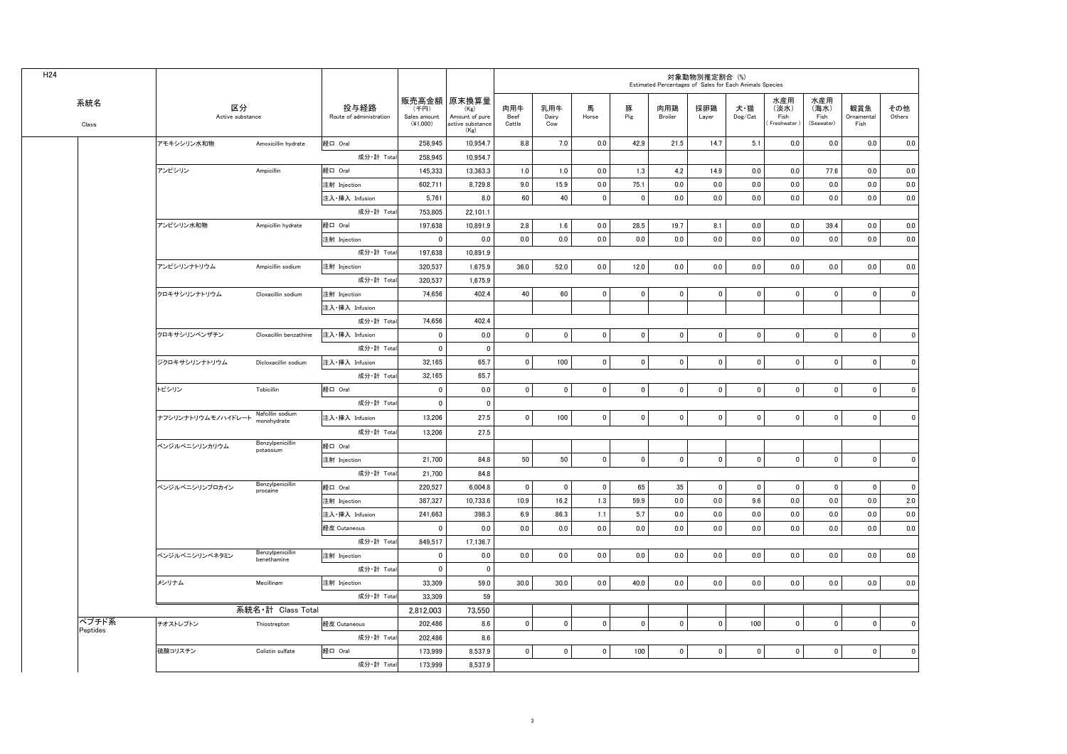H24

| 系統名 Class | 区分 Active substance | | 投与経路 Route of administration | 販売高金額 (千円) Sales amount (¥1,000) | 原末換算量 (Kg) Amount of pure active substance (Kg) | 対象動物別推定割合 (%) Estimated Percentages of Sales for Each Animals Species | | | | | | | | | | |
|---|---|---|---|---|---|---|---|---|---|---|---|---|---|---|---|---|
| | | | | | | 肉用牛 Beef Cattle | 乳用牛 Dairy Cow | 馬 Horse | 豚 Pig | 肉用鶏 Broiler | 採卵鶏 Layer | 犬・猫 Dog/Cat | 水産用（淡水）Fish (Freshwater) | 水産用（海水）Fish (Seawater) | 観賞魚 Ornamental Fish | その他 Others |
| | アモキシシリン水和物 | Amoxicillin hydrate | 経口 Oral | 258,945 | 10,954.7 | 8.8 | 7.0 | 0.0 | 42.9 | 21.5 | 14.7 | 5.1 | 0.0 | 0.0 | 0.0 | 0.0 |
| | | | 成分・計 Total | 258,945 | 10,954.7 | | | | | | | | | | | |
| | アンピシリン | Ampicillin | 経口 Oral | 145,333 | 13,363.3 | 1.0 | 1.0 | 0.0 | 1.3 | 4.2 | 14.9 | 0.0 | 0.0 | 77.6 | 0.0 | 0.0 |
| | | | 注射 Injection | 602,711 | 8,729.8 | 9.0 | 15.9 | 0.0 | 75.1 | 0.0 | 0.0 | 0.0 | 0.0 | 0.0 | 0.0 | 0.0 |
| | | | 注入・挿入 Infusion | 5,761 | 8.0 | 60 | 40 | 0 | 0 | 0.0 | 0.0 | 0.0 | 0.0 | 0.0 | 0.0 | 0.0 |
| | | | 成分・計 Total | 753,805 | 22,101.1 | | | | | | | | | | | |
| | アンピシリン水和物 | Ampicillin hydrate | 経口 Oral | 197,638 | 10,891.9 | 2.8 | 1.6 | 0.0 | 28.5 | 19.7 | 8.1 | 0.0 | 0.0 | 39.4 | 0.0 | 0.0 |
| | | | 注射 Injection | 0 | 0.0 | 0.0 | 0.0 | 0.0 | 0.0 | 0.0 | 0.0 | 0.0 | 0.0 | 0.0 | 0.0 | 0.0 |
| | | | 成分・計 Total | 197,638 | 10,891.9 | | | | | | | | | | | |
| | アンピシリンナトリウム | Ampicillin sodium | 注射 Injection | 320,537 | 1,675.9 | 36.0 | 52.0 | 0.0 | 12.0 | 0.0 | 0.0 | 0.0 | 0.0 | 0.0 | 0.0 | 0.0 |
| | | | 成分・計 Total | 320,537 | 1,675.9 | | | | | | | | | | | |
| | クロキサシリンナトリウム | Cloxacillin sodium | 注射 Injection | 74,656 | 402.4 | 40 | 60 | 0 | 0 | 0 | 0 | 0 | 0 | 0 | 0 | 0 |
| | | | 注入・挿入 Infusion | | | | | | | | | | | | | |
| | | | 成分・計 Total | 74,656 | 402.4 | | | | | | | | | | | |
| | クロキサシリンベンザチン | Cloxacillin benzathine | 注入・挿入 Infusion | 0 | 0.0 | 0 | 0 | 0 | 0 | 0 | 0 | 0 | 0 | 0 | 0 | 0 |
| | | | 成分・計 Total | 0 | 0 | | | | | | | | | | | |
| | ジクロキサシリンナトリウム | Dicloxacillin sodium | 注入・挿入 Infusion | 32,165 | 65.7 | 0 | 100 | 0 | 0 | 0 | 0 | 0 | 0 | 0 | 0 | 0 |
| | | | 成分・計 Total | 32,165 | 65.7 | | | | | | | | | | | |
| | トビシリン | Tobicillin | 経口 Oral | 0 | 0.0 | 0 | 0 | 0 | 0 | 0 | 0 | 0 | 0 | 0 | 0 | 0 |
| | | | 成分・計 Total | 0 | 0 | | | | | | | | | | | |
| | ナフシリンナトリウムモノハイドレート | Nafcillin sodium monohydrate | 注入・挿入 Infusion | 13,206 | 27.5 | 0 | 100 | 0 | 0 | 0 | 0 | 0 | 0 | 0 | 0 | 0 |
| | | | 成分・計 Total | 13,206 | 27.5 | | | | | | | | | | | |
| | ベンジルペニシリンカリウム | Benzylpenicillin potassium | 経口 Oral | | | | | | | | | | | | | |
| | | | 注射 Injection | 21,700 | 84.8 | 50 | 50 | 0 | 0 | 0 | 0 | 0 | 0 | 0 | 0 | 0 |
| | | | 成分・計 Total | 21,700 | 84.8 | | | | | | | | | | | |
| | ベンジルペニシリンプロカイン | Benzylpenicillin procaine | 経口 Oral | 220,527 | 6,004.8 | 0 | 0 | 0 | 65 | 35 | 0 | 0 | 0 | 0 | 0 | 0 |
| | | | 注射 Injection | 387,327 | 10,733.6 | 10.9 | 16.2 | 1.3 | 59.9 | 0.0 | 0.0 | 9.6 | 0.0 | 0.0 | 0.0 | 2.0 |
| | | | 注入・挿入 Infusion | 241,663 | 398.3 | 6.9 | 86.3 | 1.1 | 5.7 | 0.0 | 0.0 | 0.0 | 0.0 | 0.0 | 0.0 | 0.0 |
| | | | 経皮 Cutaneous | 0 | 0.0 | 0.0 | 0.0 | 0.0 | 0.0 | 0.0 | 0.0 | 0.0 | 0.0 | 0.0 | 0.0 | 0.0 |
| | | | 成分・計 Total | 849,517 | 17,136.7 | | | | | | | | | | | |
| | ベンジルペニシリンベネタミン | Benzylpenicillin benethamine | 注射 Injection | 0 | 0.0 | 0.0 | 0.0 | 0.0 | 0.0 | 0.0 | 0.0 | 0.0 | 0.0 | 0.0 | 0.0 | 0.0 |
| | | | 成分・計 Total | 0 | 0 | | | | | | | | | | | |
| | メシリナム | Mecillinam | 注射 Injection | 33,309 | 59.0 | 30.0 | 30.0 | 0.0 | 40.0 | 0.0 | 0.0 | 0.0 | 0.0 | 0.0 | 0.0 | 0.0 |
| | | | 成分・計 Total | 33,309 | 59 | | | | | | | | | | | |
| | 系統名・計 Class Total | | | 2,812,003 | 73,550 | | | | | | | | | | | |
| ペプチド系 Peptides | チオストレプトン | Thiostrepton | 経皮 Cutaneous | 202,486 | 8.6 | 0 | 0 | 0 | 0 | 0 | 0 | 100 | 0 | 0 | 0 | 0 |
| | | | 成分・計 Total | 202,486 | 8.6 | | | | | | | | | | | |
| | 硫酸コリスチン | Colistin sulfate | 経口 Oral | 173,999 | 8,537.9 | 0 | 0 | 0 | 100 | 0 | 0 | 0 | 0 | 0 | 0 | 0 |
| | | | 成分・計 Total | 173,999 | 8,537.9 | | | | | | | | | | | |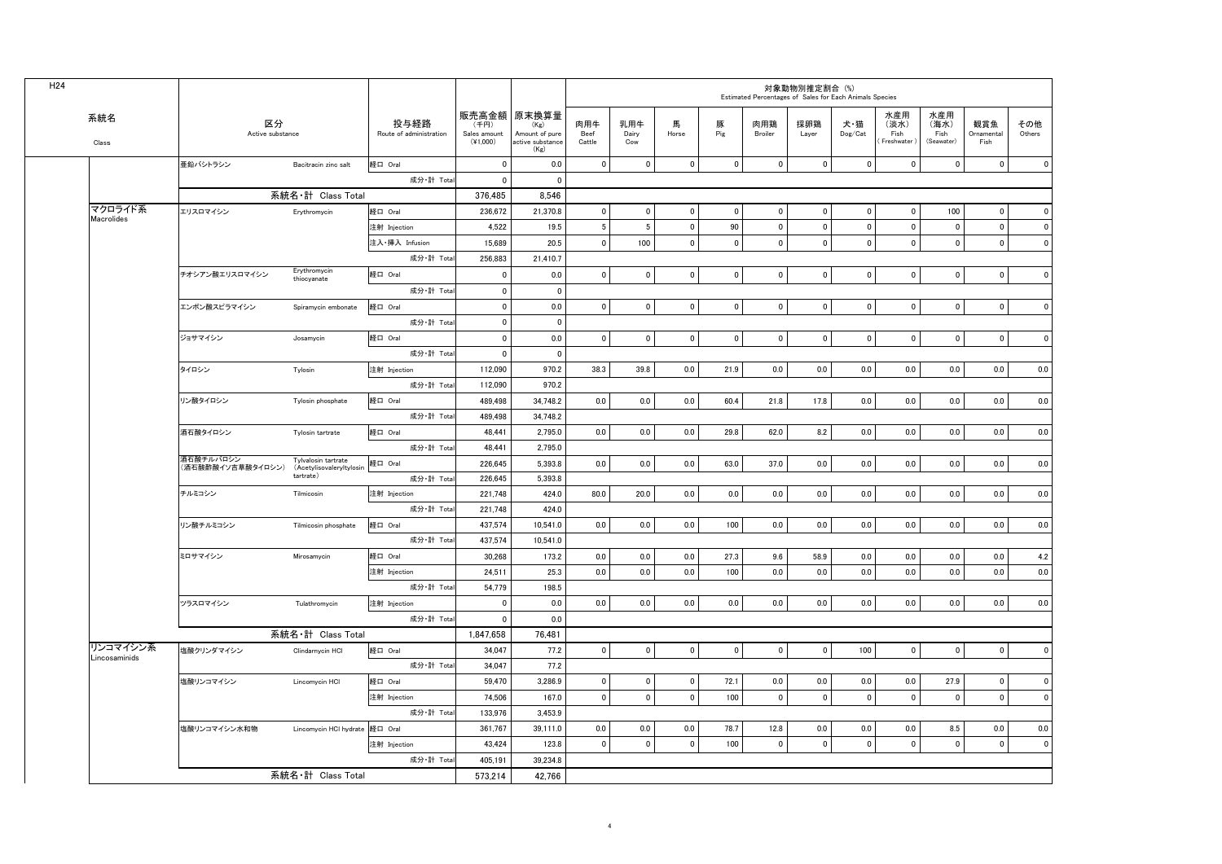H24

| 系統名 Class | 区分 Active substance | | 投与経路 Route of administration | 販売高金額 (千円) Sales amount (¥1,000) | 原末換算量 (Kg) Amount of pure active substance (Kg) | 対象動物別推定割合 (%) Estimated Percentages of Sales for Each Animals Species | | | | | | | | | | |
|---|---|---|---|---|---|---|---|---|---|---|---|---|---|---|---|---|
| | | | | | | 肉用牛 Beef Cattle | 乳用牛 Dairy Cow | 馬 Horse | 豚 Pig | 肉用鶏 Broiler | 採卵鶏 Layer | 犬・猫 Dog/Cat | 水産用 (淡水) Fish (Freshwater) | 水産用 (海水) Fish (Seawater) | 観賞魚 Ornamental Fish | その他 Others |
| | 亜鉛バシトラシン | Bacitracin zinc salt | 経口 Oral | 0 | 0.0 | 0 | 0 | 0 | 0 | 0 | 0 | 0 | 0 | 0 | 0 | 0 |
| | | | 成分・計 Total | 0 | 0 | | | | | | | | | | | |
| | 系統名・計 Class Total | | | 376,485 | 8,546 | | | | | | | | | | | |
| マクロライド系 Macrolides | エリスロマイシン | Erythromycin | 経口 Oral | 236,672 | 21,370.8 | 0 | 0 | 0 | 0 | 0 | 0 | 0 | 0 | 100 | 0 | 0 |
| | | | 注射 Injection | 4,522 | 19.5 | 5 | 5 | 0 | 90 | 0 | 0 | 0 | 0 | 0 | 0 | 0 |
| | | | 注入・挿入 Infusion | 15,689 | 20.5 | 0 | 100 | 0 | 0 | 0 | 0 | 0 | 0 | 0 | 0 | 0 |
| | | | 成分・計 Total | 256,883 | 21,410.7 | | | | | | | | | | | |
| | チオシアン酸エリスロマイシン | Erythromycin thiocyanate | 経口 Oral | 0 | 0.0 | 0 | 0 | 0 | 0 | 0 | 0 | 0 | 0 | 0 | 0 | 0 |
| | | | 成分・計 Total | 0 | 0 | | | | | | | | | | | |
| | エンボン酸スピラマイシン | Spiramycin embonate | 経口 Oral | 0 | 0.0 | 0 | 0 | 0 | 0 | 0 | 0 | 0 | 0 | 0 | 0 | 0 |
| | | | 成分・計 Total | 0 | 0 | | | | | | | | | | | |
| | ジョサマイシン | Josamycin | 経口 Oral | 0 | 0.0 | 0 | 0 | 0 | 0 | 0 | 0 | 0 | 0 | 0 | 0 | 0 |
| | | | 成分・計 Total | 0 | 0 | | | | | | | | | | | |
| | タイロシン | Tylosin | 注射 Injection | 112,090 | 970.2 | 38.3 | 39.8 | 0.0 | 21.9 | 0.0 | 0.0 | 0.0 | 0.0 | 0.0 | 0.0 | 0.0 |
| | | | 成分・計 Total | 112,090 | 970.2 | | | | | | | | | | | |
| | リン酸タイロシン | Tylosin phosphate | 経口 Oral | 489,498 | 34,748.2 | 0.0 | 0.0 | 0.0 | 60.4 | 21.8 | 17.8 | 0.0 | 0.0 | 0.0 | 0.0 | 0.0 |
| | | | 成分・計 Total | 489,498 | 34,748.2 | | | | | | | | | | | |
| | 酒石酸タイロシン | Tylosin tartrate | 経口 Oral | 48,441 | 2,795.0 | 0.0 | 0.0 | 0.0 | 29.8 | 62.0 | 8.2 | 0.0 | 0.0 | 0.0 | 0.0 | 0.0 |
| | | | 成分・計 Total | 48,441 | 2,795.0 | | | | | | | | | | | |
| | 酒石酸チルバロシン (酒石酸酢酸イソ吉草酸タイロシン) | Tylvalosin tartrate (Acetylisovaleryltylosin tartrate) | 経口 Oral | 226,645 | 5,393.8 | 0.0 | 0.0 | 0.0 | 63.0 | 37.0 | 0.0 | 0.0 | 0.0 | 0.0 | 0.0 | 0.0 |
| | | | 成分・計 Total | 226,645 | 5,393.8 | | | | | | | | | | | |
| | チルミコシン | Tilmicosin | 注射 Injection | 221,748 | 424.0 | 80.0 | 20.0 | 0.0 | 0.0 | 0.0 | 0.0 | 0.0 | 0.0 | 0.0 | 0.0 | 0.0 |
| | | | 成分・計 Total | 221,748 | 424.0 | | | | | | | | | | | |
| | リン酸チルミコシン | Tilmicosin phosphate | 経口 Oral | 437,574 | 10,541.0 | 0.0 | 0.0 | 0.0 | 100 | 0.0 | 0.0 | 0.0 | 0.0 | 0.0 | 0.0 | 0.0 |
| | | | 成分・計 Total | 437,574 | 10,541.0 | | | | | | | | | | | |
| | ミロサマイシン | Mirosamycin | 経口 Oral | 30,268 | 173.2 | 0.0 | 0.0 | 0.0 | 27.3 | 9.6 | 58.9 | 0.0 | 0.0 | 0.0 | 0.0 | 4.2 |
| | | | 注射 Injection | 24,511 | 25.3 | 0.0 | 0.0 | 0.0 | 100 | 0.0 | 0.0 | 0.0 | 0.0 | 0.0 | 0.0 | 0.0 |
| | | | 成分・計 Total | 54,779 | 198.5 | | | | | | | | | | | |
| | ツラスロマイシン | Tulathromycin | 注射 Injection | 0 | 0.0 | 0.0 | 0.0 | 0.0 | 0.0 | 0.0 | 0.0 | 0.0 | 0.0 | 0.0 | 0.0 | 0.0 |
| | | | 成分・計 Total | 0 | 0.0 | | | | | | | | | | | |
| | 系統名・計 Class Total | | | 1,847,658 | 76,481 | | | | | | | | | | | |
| リンコマイシン系 Lincosaminids | 塩酸クリンダマイシン | Clindamycin HCl | 経口 Oral | 34,047 | 77.2 | 0 | 0 | 0 | 0 | 0 | 0 | 100 | 0 | 0 | 0 | 0 |
| | | | 成分・計 Total | 34,047 | 77.2 | | | | | | | | | | | |
| | 塩酸リンコマイシン | Lincomycin HCl | 経口 Oral | 59,470 | 3,286.9 | 0 | 0 | 0 | 72.1 | 0.0 | 0.0 | 0.0 | 0.0 | 27.9 | 0 | 0 |
| | | | 注射 Injection | 74,506 | 167.0 | 0 | 0 | 0 | 100 | 0 | 0 | 0 | 0 | 0 | 0 | 0 |
| | | | 成分・計 Total | 133,976 | 3,453.9 | | | | | | | | | | | |
| | 塩酸リンコマイシン水和物 | Lincomycin HCl hydrate | 経口 Oral | 361,767 | 39,111.0 | 0.0 | 0.0 | 0.0 | 78.7 | 12.8 | 0.0 | 0.0 | 0.0 | 8.5 | 0.0 | 0.0 |
| | | | 注射 Injection | 43,424 | 123.8 | 0 | 0 | 0 | 100 | 0 | 0 | 0 | 0 | 0 | 0 | 0 |
| | | | 成分・計 Total | 405,191 | 39,234.8 | | | | | | | | | | | |
| | 系統名・計 Class Total | | | 573,214 | 42,766 | | | | | | | | | | | |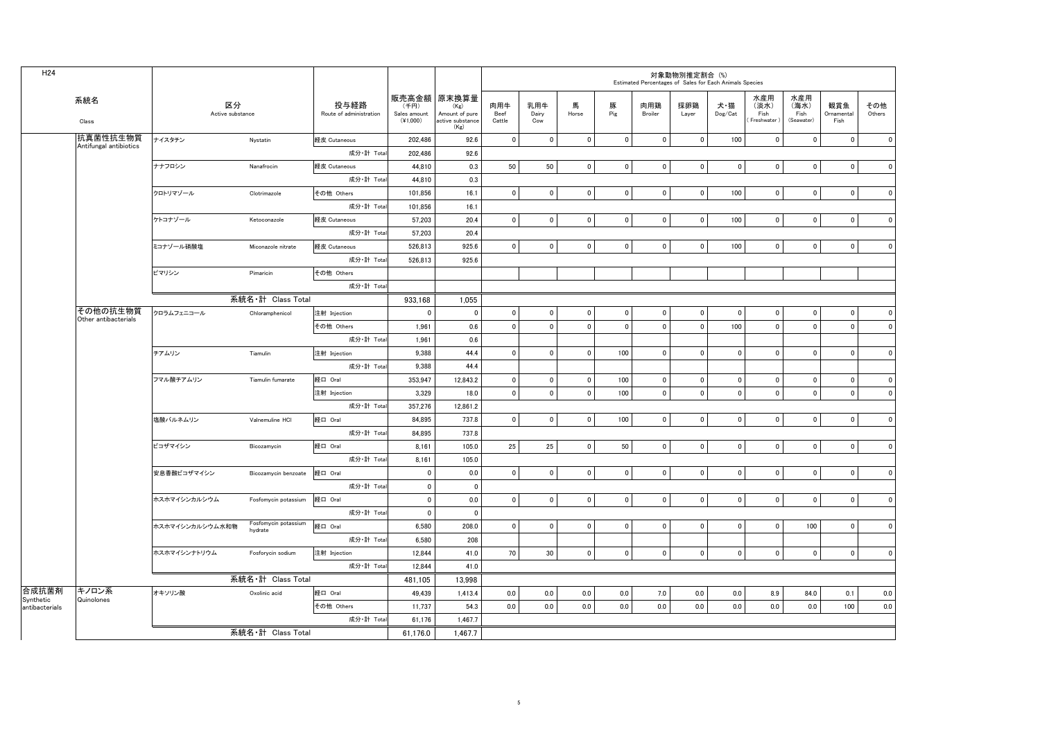H24

| 系統名 Class | | 区分 Active substance | | 投与経路 Route of administration | 販売高金額 (千円) Sales amount (¥1,000) | 原末換算量 (Kg) Amount of pure active substance (Kg) | 対象動物別推定割合 (%) Estimated Percentages of Sales for Each Animals Species | | | | | | | | | | |
|---|---|---|---|---|---|---|---|---|---|---|---|---|---|---|---|---|---|
| | | | | | | | 肉用牛 Beef Cattle | 乳用牛 Dairy Cow | 馬 Horse | 豚 Pig | 肉用鶏 Broiler | 採卵鶏 Layer | 犬・猫 Dog/Cat | 水産用（淡水） Fish (Freshwater) | 水産用（海水） Fish (Seawater) | 観賞魚 Ornamental Fish | その他 Others |
| | 抗真菌性抗生物質 Antifungal antibiotics | ナイスタチン | Nystatin | 経皮 Cutaneous | 202,486 | 92.6 | 0 | 0 | 0 | 0 | 0 | 0 | 100 | 0 | 0 | 0 | 0 |
| | | | | 成分・計 Total | 202,486 | 92.6 | | | | | | | | | | | |
| | | ナナフロシン | Nanafrocin | 経皮 Cutaneous | 44,810 | 0.3 | 50 | 50 | 0 | 0 | 0 | 0 | 0 | 0 | 0 | 0 | 0 |
| | | | | 成分・計 Total | 44,810 | 0.3 | | | | | | | | | | | |
| | | クロトリマゾール | Clotrimazole | その他 Others | 101,856 | 16.1 | 0 | 0 | 0 | 0 | 0 | 0 | 100 | 0 | 0 | 0 | 0 |
| | | | | 成分・計 Total | 101,856 | 16.1 | | | | | | | | | | | |
| | | ケトコナゾール | Ketoconazole | 経皮 Cutaneous | 57,203 | 20.4 | 0 | 0 | 0 | 0 | 0 | 0 | 100 | 0 | 0 | 0 | 0 |
| | | | | 成分・計 Total | 57,203 | 20.4 | | | | | | | | | | | |
| | | ミコナゾール硝酸塩 | Miconazole nitrate | 経皮 Cutaneous | 526,813 | 925.6 | 0 | 0 | 0 | 0 | 0 | 0 | 100 | 0 | 0 | 0 | 0 |
| | | | | 成分・計 Total | 526,813 | 925.6 | | | | | | | | | | | |
| | | ピマリシン | Pimaricin | その他 Others | | | | | | | | | | | | | |
| | | | | 成分・計 Total | | | | | | | | | | | | | |
| | | 系統名・計 Class Total | | | 933,168 | 1,055 | | | | | | | | | | | |
| | その他の抗生物質 Other antibacterials | クロラムフェニコール | Chloramphenicol | 注射 Injection | 0 | 0 | 0 | 0 | 0 | 0 | 0 | 0 | 0 | 0 | 0 | 0 | 0 |
| | | | | その他 Others | 1,961 | 0.6 | 0 | 0 | 0 | 0 | 0 | 0 | 100 | 0 | 0 | 0 | 0 |
| | | | | 成分・計 Total | 1,961 | 0.6 | | | | | | | | | | | |
| | | チアムリン | Tiamulin | 注射 Injection | 9,388 | 44.4 | 0 | 0 | 0 | 100 | 0 | 0 | 0 | 0 | 0 | 0 | 0 |
| | | | | 成分・計 Total | 9,388 | 44.4 | | | | | | | | | | | |
| | | フマル酸チアムリン | Tiamulin fumarate | 経口 Oral | 353,947 | 12,843.2 | 0 | 0 | 0 | 100 | 0 | 0 | 0 | 0 | 0 | 0 | 0 |
| | | | | 注射 Injection | 3,329 | 18.0 | 0 | 0 | 0 | 100 | 0 | 0 | 0 | 0 | 0 | 0 | 0 |
| | | | | 成分・計 Total | 357,276 | 12,861.2 | | | | | | | | | | | |
| | | 塩酸バルネムリン | Valnemuline HCl | 経口 Oral | 84,895 | 737.8 | 0 | 0 | 0 | 100 | 0 | 0 | 0 | 0 | 0 | 0 | 0 |
| | | | | 成分・計 Total | 84,895 | 737.8 | | | | | | | | | | | |
| | | ビコザマイシン | Bicozamycin | 経口 Oral | 8,161 | 105.0 | 25 | 25 | 0 | 50 | 0 | 0 | 0 | 0 | 0 | 0 | 0 |
| | | | | 成分・計 Total | 8,161 | 105.0 | | | | | | | | | | | |
| | | 安息香酸ビコザマイシン | Bicozamycin benzoate | 経口 Oral | 0 | 0.0 | 0 | 0 | 0 | 0 | 0 | 0 | 0 | 0 | 0 | 0 | 0 |
| | | | | 成分・計 Total | 0 | 0 | | | | | | | | | | | |
| | | ホスホマイシンカルシウム | Fosfomycin potassium | 経口 Oral | 0 | 0.0 | 0 | 0 | 0 | 0 | 0 | 0 | 0 | 0 | 0 | 0 | 0 |
| | | | | 成分・計 Total | 0 | 0 | | | | | | | | | | | |
| | | ホスホマイシンカルシウム水和物 | Fosfomycin potassium hydrate | 経口 Oral | 6,580 | 208.0 | 0 | 0 | 0 | 0 | 0 | 0 | 0 | 0 | 100 | 0 | 0 |
| | | | | 成分・計 Total | 6,580 | 208 | | | | | | | | | | | |
| | | ホスホマイシンナトリウム | Fosforycin sodium | 注射 Injection | 12,844 | 41.0 | 70 | 30 | 0 | 0 | 0 | 0 | 0 | 0 | 0 | 0 | 0 |
| | | | | 成分・計 Total | 12,844 | 41.0 | | | | | | | | | | | |
| | | 系統名・計 Class Total | | | 481,105 | 13,998 | | | | | | | | | | | |
| 合成抗菌剤 Synthetic antibacterials | キノロン系 Quinolones | オキソリン酸 | Oxolinic acid | 経口 Oral | 49,439 | 1,413.4 | 0.0 | 0.0 | 0.0 | 0.0 | 7.0 | 0.0 | 0.0 | 8.9 | 84.0 | 0.1 | 0.0 |
| | | | | その他 Others | 11,737 | 54.3 | 0.0 | 0.0 | 0.0 | 0.0 | 0.0 | 0.0 | 0.0 | 0.0 | 0.0 | 100 | 0.0 |
| | | | | 成分・計 Total | 61,176 | 1,467.7 | | | | | | | | | | | |
| | | 系統名・計 Class Total | | | 61,176.0 | 1,467.7 | | | | | | | | | | | |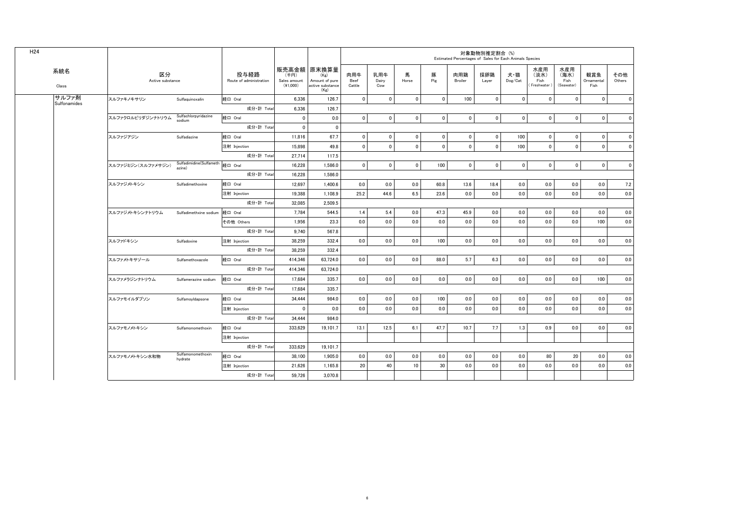H24

| 系統名 Class | 区分 Active substance | | 投与経路 Route of administration | 販売高金額 (千円) Sales amount (¥1,000) | 原末換算量 (Kg) Amount of pure active substance (Kg) | 対象動物別推定割合 (%) Estimated Percentages of Sales for Each Animals Species | | | | | | | | | | |
|---|---|---|---|---|---|---|---|---|---|---|---|---|---|---|---|---|
| | | | | | | 肉用牛 Beef Cattle | 乳用牛 Dairy Cow | 馬 Horse | 豚 Pig | 肉用鶏 Broiler | 採卵鶏 Layer | 犬・猫 Dog/Cat | 水産用（淡水） Fish (Freshwater) | 水産用（海水） Fish (Seawater) | 観賞魚 Ornamental Fish | その他 Others |
| サルファ剤 Sulfonamides | スルファキノキサリン | Sulfaquinoxalin | 経口 Oral | 6,336 | 126.7 | 0 | 0 | 0 | 0 | 100 | 0 | 0 | 0 | 0 | 0 | 0 |
| | | | 成分・計 Total | 6,336 | 126.7 | | | | | | | | | | | |
| | スルファクロルピリダジンナトリウム | Sulfachlorpyridazine sodium | 経口 Oral | 0 | 0.0 | 0 | 0 | 0 | 0 | 0 | 0 | 0 | 0 | 0 | 0 | 0 |
| | | | 成分・計 Total | 0 | 0 | | | | | | | | | | | |
| | スルファジアジン | Sulfadiazine | 経口 Oral | 11,816 | 67.7 | 0 | 0 | 0 | 0 | 0 | 0 | 100 | 0 | 0 | 0 | 0 |
| | | | 注射 Injection | 15,898 | 49.8 | 0 | 0 | 0 | 0 | 0 | 0 | 100 | 0 | 0 | 0 | 0 |
| | | | 成分・計 Total | 27,714 | 117.5 | | | | | | | | | | | |
| | スルファジミジン(スルファメサジン) | Sulfadimidine(Sulfamethazine) | 経口 Oral | 16,228 | 1,586.0 | 0 | 0 | 0 | 100 | 0 | 0 | 0 | 0 | 0 | 0 | 0 |
| | | | 成分・計 Total | 16,228 | 1,586.0 | | | | | | | | | | | |
| | スルファジメトキシン | Sulfadimethoxine | 経口 Oral | 12,697 | 1,400.6 | 0.0 | 0.0 | 0.0 | 60.8 | 13.6 | 18.4 | 0.0 | 0.0 | 0.0 | 0.0 | 7.2 |
| | | | 注射 Injection | 19,388 | 1,108.9 | 25.2 | 44.6 | 6.5 | 23.6 | 0.0 | 0.0 | 0.0 | 0.0 | 0.0 | 0.0 | 0.0 |
| | | | 成分・計 Total | 32,085 | 2,509.5 | | | | | | | | | | | |
| | スルファジメトキシンナトリウム | Sulfadimethxine sodium | 経口 Oral | 7,784 | 544.5 | 1.4 | 5.4 | 0.0 | 47.3 | 45.9 | 0.0 | 0.0 | 0.0 | 0.0 | 0.0 | 0.0 |
| | | | その他 Others | 1,956 | 23.3 | 0.0 | 0.0 | 0.0 | 0.0 | 0.0 | 0.0 | 0.0 | 0.0 | 0.0 | 100 | 0.0 |
| | | | 成分・計 Total | 9,740 | 567.8 | | | | | | | | | | | |
| | スルファドキシン | Sulfadoxine | 注射 Injection | 38,259 | 332.4 | 0.0 | 0.0 | 0.0 | 100 | 0.0 | 0.0 | 0.0 | 0.0 | 0.0 | 0.0 | 0.0 |
| | | | 成分・計 Total | 38,259 | 332.4 | | | | | | | | | | | |
| | スルファメトキサゾール | Sulfamethoxazole | 経口 Oral | 414,346 | 63,724.0 | 0.0 | 0.0 | 0.0 | 88.0 | 5.7 | 6.3 | 0.0 | 0.0 | 0.0 | 0.0 | 0.0 |
| | | | 成分・計 Total | 414,346 | 63,724.0 | | | | | | | | | | | |
| | スルファメラジンナトリウム | Sulfamerazine sodium | 経口 Oral | 17,684 | 335.7 | 0.0 | 0.0 | 0.0 | 0.0 | 0.0 | 0.0 | 0.0 | 0.0 | 0.0 | 100 | 0.0 |
| | | | 成分・計 Total | 17,684 | 335.7 | | | | | | | | | | | |
| | スルファモイルダプソン | Sulfamoyldapsone | 経口 Oral | 34,444 | 984.0 | 0.0 | 0.0 | 0.0 | 100 | 0.0 | 0.0 | 0.0 | 0.0 | 0.0 | 0.0 | 0.0 |
| | | | 注射 Injection | 0 | 0.0 | 0.0 | 0.0 | 0.0 | 0.0 | 0.0 | 0.0 | 0.0 | 0.0 | 0.0 | 0.0 | 0.0 |
| | | | 成分・計 Total | 34,444 | 984.0 | | | | | | | | | | | |
| | スルファモノメトキシン | Sulfamonomethoxin | 経口 Oral | 333,629 | 19,101.7 | 13.1 | 12.5 | 6.1 | 47.7 | 10.7 | 7.7 | 1.3 | 0.9 | 0.0 | 0.0 | 0.0 |
| | | | 注射 Injection | | | | | | | | | | | | | |
| | | | 成分・計 Total | 333,629 | 19,101.7 | | | | | | | | | | | |
| | スルファモノメトキシン水和物 | Sulfamonomethoxin hydrate | 経口 Oral | 38,100 | 1,905.0 | 0.0 | 0.0 | 0.0 | 0.0 | 0.0 | 0.0 | 0.0 | 80 | 20 | 0.0 | 0.0 |
| | | | 注射 Injection | 21,626 | 1,165.8 | 20 | 40 | 10 | 30 | 0.0 | 0.0 | 0.0 | 0.0 | 0.0 | 0.0 | 0.0 |
| | | | 成分・計 Total | 59,726 | 3,070.8 | | | | | | | | | | | |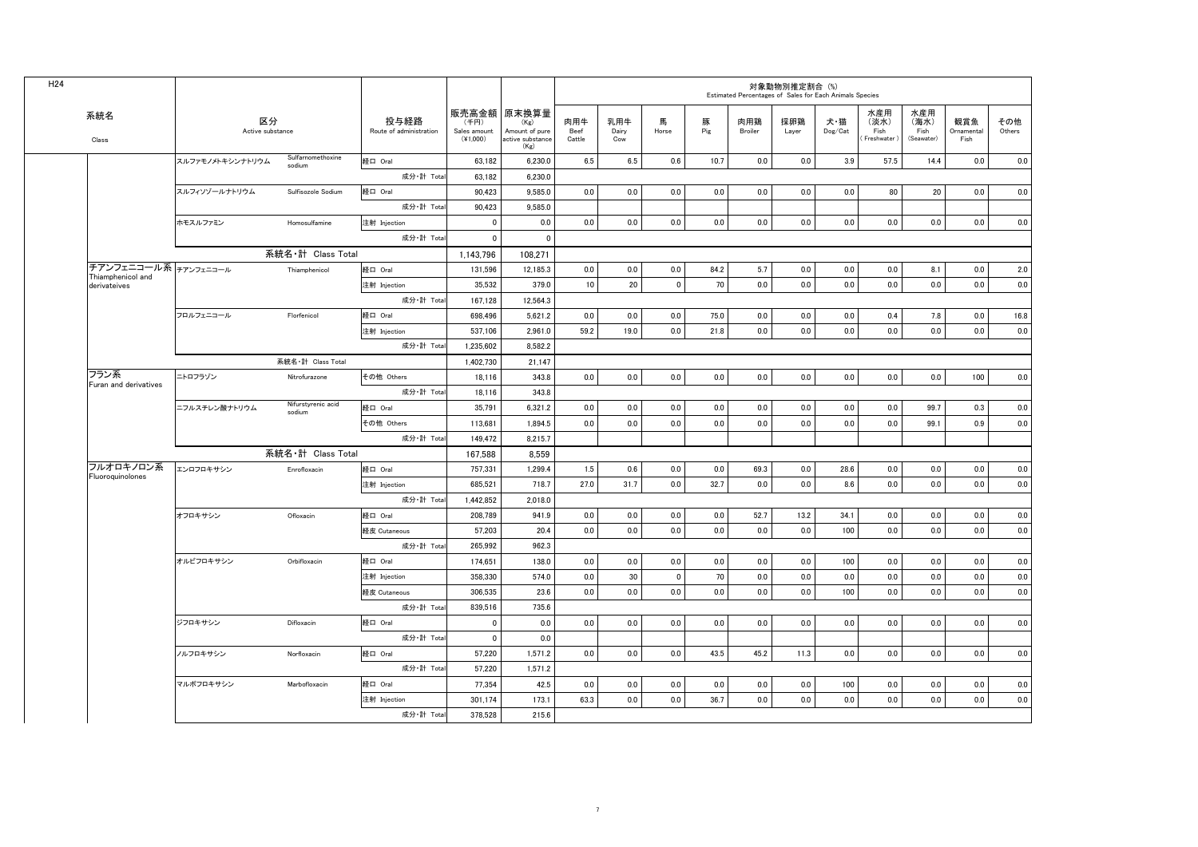H24

| 系統名 Class | 区分 Active substance | | 投与経路 Route of administration | 販売高金額 (千円) Sales amount (¥1,000) | 原末換算量 (Kg) Amount of pure active substance (Kg) | 対象動物別推定割合 (%) Estimated Percentages of Sales for Each Animals Species | | | | | | | | | | |
|---|---|---|---|---|---|---|---|---|---|---|---|---|---|---|---|---|
| | | | | | | 肉用牛 Beef Cattle | 乳用牛 Dairy Cow | 馬 Horse | 豚 Pig | 肉用鶏 Broiler | 採卵鶏 Layer | 犬・猫 Dog/Cat | 水産用 (淡水) Fish (Freshwater) | 水産用 (海水) Fish (Seawater) | 観賞魚 Ornamental Fish | その他 Others |
| | スルファモノメトキシンナトリウム | Sulfamonomethoxine sodium | 経口 Oral | 63,182 | 6,230.0 | 6.5 | 6.5 | 0.6 | 10.7 | 0.0 | 0.0 | 3.9 | 57.5 | 14.4 | 0.0 | 0.0 |
| | | | 成分・計 Total | 63,182 | 6,230.0 | | | | | | | | | | | |
| | スルフィソゾールナトリウム | Sulfisozole Sodium | 経口 Oral | 90,423 | 9,585.0 | 0.0 | 0.0 | 0.0 | 0.0 | 0.0 | 0.0 | 0.0 | 80 | 20 | 0.0 | 0.0 |
| | | | 成分・計 Total | 90,423 | 9,585.0 | | | | | | | | | | | |
| | ホモスルファミン | Homosulfamine | 注射 Injection | 0 | 0.0 | 0.0 | 0.0 | 0.0 | 0.0 | 0.0 | 0.0 | 0.0 | 0.0 | 0.0 | 0.0 | 0.0 |
| | | | 成分・計 Total | 0 | 0 | | | | | | | | | | | |
| | 系統名・計 Class Total | | | 1,143,796 | 108,271 | | | | | | | | | | | |
| チアンフェニコール系 Thiamphenicol and derivateives | チアンフェニコール | Thiamphenicol | 経口 Oral | 131,596 | 12,185.3 | 0.0 | 0.0 | 0.0 | 84.2 | 5.7 | 0.0 | 0.0 | 0.0 | 8.1 | 0.0 | 2.0 |
| | | | 注射 Injection | 35,532 | 379.0 | 10 | 20 | 0 | 70 | 0.0 | 0.0 | 0.0 | 0.0 | 0.0 | 0.0 | 0.0 |
| | | | 成分・計 Total | 167,128 | 12,564.3 | | | | | | | | | | | |
| | フロルフェニコール | Florfenicol | 経口 Oral | 698,496 | 5,621.2 | 0.0 | 0.0 | 0.0 | 75.0 | 0.0 | 0.0 | 0.0 | 0.4 | 7.8 | 0.0 | 16.8 |
| | | | 注射 Injection | 537,106 | 2,961.0 | 59.2 | 19.0 | 0.0 | 21.8 | 0.0 | 0.0 | 0.0 | 0.0 | 0.0 | 0.0 | 0.0 |
| | | | 成分・計 Total | 1,235,602 | 8,582.2 | | | | | | | | | | | |
| | 系統名・計 Class Total | | | 1,402,730 | 21,147 | | | | | | | | | | | |
| フラン系 Furan and derivatives | ニトロフラゾン | Nitrofurazone | その他 Others | 18,116 | 343.8 | 0.0 | 0.0 | 0.0 | 0.0 | 0.0 | 0.0 | 0.0 | 0.0 | 0.0 | 100 | 0.0 |
| | | | 成分・計 Total | 18,116 | 343.8 | | | | | | | | | | | |
| | ニフルスチレン酸ナトリウム | Nifurstyrenic acid sodium | 経口 Oral | 35,791 | 6,321.2 | 0.0 | 0.0 | 0.0 | 0.0 | 0.0 | 0.0 | 0.0 | 0.0 | 99.7 | 0.3 | 0.0 |
| | | | その他 Others | 113,681 | 1,894.5 | 0.0 | 0.0 | 0.0 | 0.0 | 0.0 | 0.0 | 0.0 | 0.0 | 99.1 | 0.9 | 0.0 |
| | | | 成分・計 Total | 149,472 | 8,215.7 | | | | | | | | | | | |
| | 系統名・計 Class Total | | | 167,588 | 8,559 | | | | | | | | | | | |
| フルオロキノロン系 Fluoroquinolones | エンロフロキサシン | Enrofloxacin | 経口 Oral | 757,331 | 1,299.4 | 1.5 | 0.6 | 0.0 | 0.0 | 69.3 | 0.0 | 28.6 | 0.0 | 0.0 | 0.0 | 0.0 |
| | | | 注射 Injection | 685,521 | 718.7 | 27.0 | 31.7 | 0.0 | 32.7 | 0.0 | 0.0 | 8.6 | 0.0 | 0.0 | 0.0 | 0.0 |
| | | | 成分・計 Total | 1,442,852 | 2,018.0 | | | | | | | | | | | |
| | オフロキサシン | Ofloxacin | 経口 Oral | 208,789 | 941.9 | 0.0 | 0.0 | 0.0 | 0.0 | 52.7 | 13.2 | 34.1 | 0.0 | 0.0 | 0.0 | 0.0 |
| | | | 経皮 Cutaneous | 57,203 | 20.4 | 0.0 | 0.0 | 0.0 | 0.0 | 0.0 | 0.0 | 100 | 0.0 | 0.0 | 0.0 | 0.0 |
| | | | 成分・計 Total | 265,992 | 962.3 | | | | | | | | | | | |
| | オルビフロキサシン | Orbifloxacin | 経口 Oral | 174,651 | 138.0 | 0.0 | 0.0 | 0.0 | 0.0 | 0.0 | 0.0 | 100 | 0.0 | 0.0 | 0.0 | 0.0 |
| | | | 注射 Injection | 358,330 | 574.0 | 0.0 | 30 | 0 | 70 | 0.0 | 0.0 | 0.0 | 0.0 | 0.0 | 0.0 | 0.0 |
| | | | 経皮 Cutaneous | 306,535 | 23.6 | 0.0 | 0.0 | 0.0 | 0.0 | 0.0 | 0.0 | 100 | 0.0 | 0.0 | 0.0 | 0.0 |
| | | | 成分・計 Total | 839,516 | 735.6 | | | | | | | | | | | |
| | ジフロキサシン | Difloxacin | 経口 Oral | 0 | 0.0 | 0.0 | 0.0 | 0.0 | 0.0 | 0.0 | 0.0 | 0.0 | 0.0 | 0.0 | 0.0 | 0.0 |
| | | | 成分・計 Total | 0 | 0.0 | | | | | | | | | | | |
| | ノルフロキサシン | Norfloxacin | 経口 Oral | 57,220 | 1,571.2 | 0.0 | 0.0 | 0.0 | 43.5 | 45.2 | 11.3 | 0.0 | 0.0 | 0.0 | 0.0 | 0.0 |
| | | | 成分・計 Total | 57,220 | 1,571.2 | | | | | | | | | | | |
| | マルボフロキサシン | Marbofloxacin | 経口 Oral | 77,354 | 42.5 | 0.0 | 0.0 | 0.0 | 0.0 | 0.0 | 0.0 | 100 | 0.0 | 0.0 | 0.0 | 0.0 |
| | | | 注射 Injection | 301,174 | 173.1 | 63.3 | 0.0 | 0.0 | 36.7 | 0.0 | 0.0 | 0.0 | 0.0 | 0.0 | 0.0 | 0.0 |
| | | | 成分・計 Total | 378,528 | 215.6 | | | | | | | | | | | |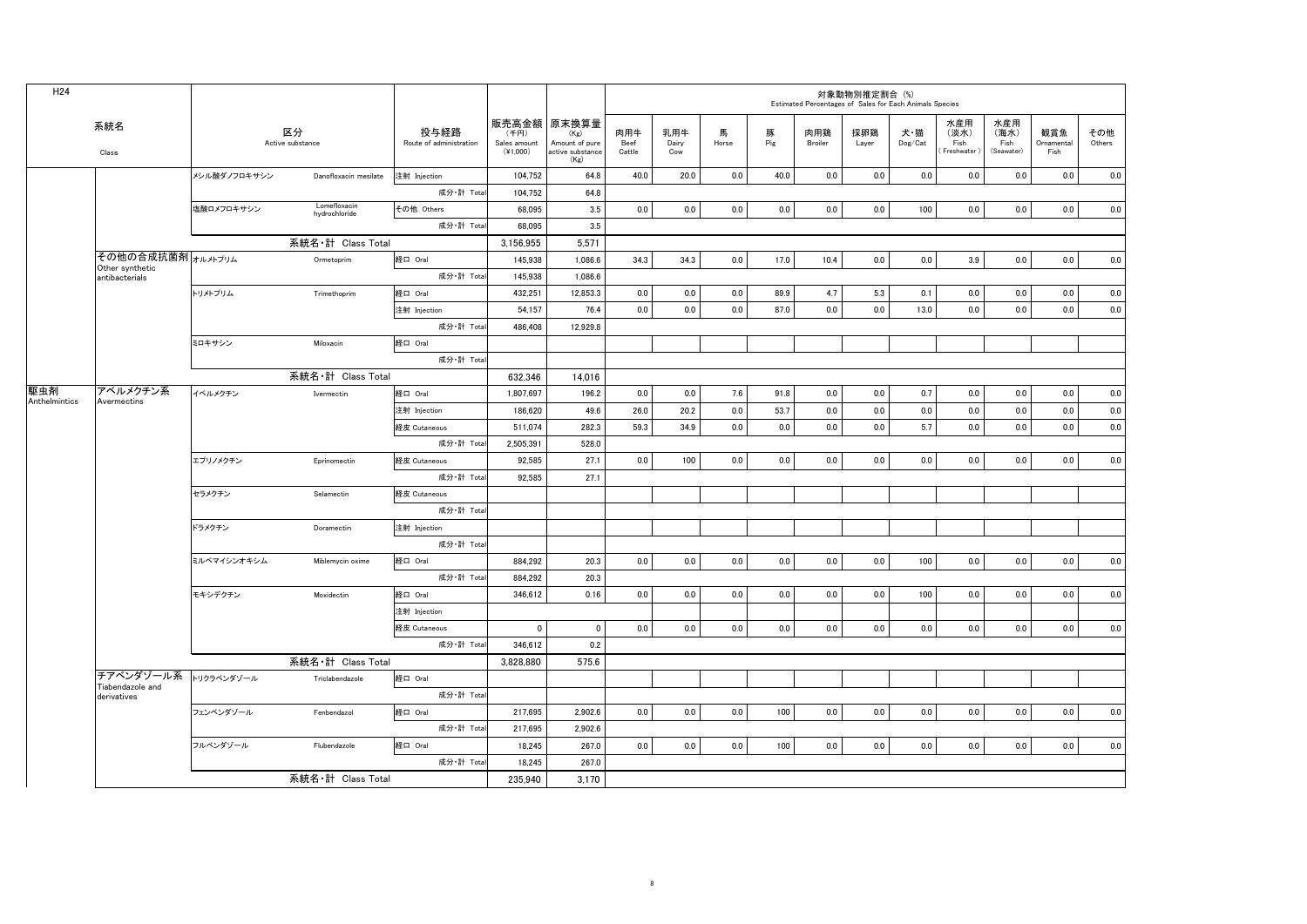| H24 | | | | | | | 対象動物別推定割合 (%) Estimated Percentages of Sales for Each Animals Species | | | | | | | | | | | |
|---|---|---|---|---|---|---|---|---|---|---|---|---|---|---|---|---|---|---|
| 系統名 Class | | 区分 Active substance | | 投与経路 Route of administration | 販売高金額 (千円) Sales amount (¥1,000) | 原末換算量 (Kg) Amount of pure active substance (Kg) | 肉用牛 Beef Cattle | 乳用牛 Dairy Cow | 馬 Horse | 豚 Pig | 肉用鶏 Broiler | 採卵鶏 Layer | 犬・猫 Dog/Cat | 水産用（淡水）Fish（Freshwater） | 水産用（海水）Fish (Seawater) | 観賞魚 Ornamental Fish | その他 Others |
| | | メシル酸ダノフロキサシン | Danofloxacin mesilate | 注射 Injection | 104,752 | 64.8 | 40.0 | 20.0 | 0.0 | 40.0 | 0.0 | 0.0 | 0.0 | 0.0 | 0.0 | 0.0 | 0.0 |
| | | | | 成分・計 Total | 104,752 | 64.8 | | | | | | | | | | | |
| | | 塩酸ロメフロキサシン | Lomefloxacin hydrochloride | その他 Others | 68,095 | 3.5 | 0.0 | 0.0 | 0.0 | 0.0 | 0.0 | 0.0 | 100 | 0.0 | 0.0 | 0.0 | 0.0 |
| | | | | 成分・計 Total | 68,095 | 3.5 | | | | | | | | | | | |
| | | 系統名・計 Class Total | | | 3,156,955 | 5,571 | | | | | | | | | | | |
| | その他の合成抗菌剤 Other synthetic antibacterials | オルメトプリム | Ormetoprim | 経口 Oral | 145,938 | 1,086.6 | 34.3 | 34.3 | 0.0 | 17.0 | 10.4 | 0.0 | 0.0 | 3.9 | 0.0 | 0.0 | 0.0 |
| | | | | 成分・計 Total | 145,938 | 1,086.6 | | | | | | | | | | | |
| | | トリメトプリム | Trimethoprim | 経口 Oral | 432,251 | 12,853.3 | 0.0 | 0.0 | 0.0 | 89.9 | 4.7 | 5.3 | 0.1 | 0.0 | 0.0 | 0.0 | 0.0 |
| | | | | 注射 Injection | 54,157 | 76.4 | 0.0 | 0.0 | 0.0 | 87.0 | 0.0 | 0.0 | 13.0 | 0.0 | 0.0 | 0.0 | 0.0 |
| | | | | 成分・計 Total | 486,408 | 12,929.8 | | | | | | | | | | | |
| | | ミロキサシン | Miloxacin | 経口 Oral | | | | | | | | | | | | | |
| | | | | 成分・計 Total | | | | | | | | | | | | | |
| | | 系統名・計 Class Total | | | 632,346 | 14,016 | | | | | | | | | | | |
| 駆虫剤 Anthelmintics | アベルメクチン系 Avermectins | イベルメクチン | Ivermectin | 経口 Oral | 1,807,697 | 196.2 | 0.0 | 0.0 | 7.6 | 91.8 | 0.0 | 0.0 | 0.7 | 0.0 | 0.0 | 0.0 | 0.0 |
| | | | | 注射 Injection | 186,620 | 49.6 | 26.0 | 20.2 | 0.0 | 53.7 | 0.0 | 0.0 | 0.0 | 0.0 | 0.0 | 0.0 | 0.0 |
| | | | | 経皮 Cutaneous | 511,074 | 282.3 | 59.3 | 34.9 | 0.0 | 0.0 | 0.0 | 0.0 | 5.7 | 0.0 | 0.0 | 0.0 | 0.0 |
| | | | | 成分・計 Total | 2,505,391 | 528.0 | | | | | | | | | | | |
| | | エプリノメクチン | Eprinomectin | 経皮 Cutaneous | 92,585 | 27.1 | 0.0 | 100 | 0.0 | 0.0 | 0.0 | 0.0 | 0.0 | 0.0 | 0.0 | 0.0 | 0.0 |
| | | | | 成分・計 Total | 92,585 | 27.1 | | | | | | | | | | | |
| | | セラメクチン | Selamectin | 経皮 Cutaneous | | | | | | | | | | | | | |
| | | | | 成分・計 Total | | | | | | | | | | | | | |
| | | ドラメクチン | Doramectin | 注射 Injection | | | | | | | | | | | | | |
| | | | | 成分・計 Total | | | | | | | | | | | | | |
| | | ミルベマイシンオキシム | Miblemycin oxime | 経口 Oral | 884,292 | 20.3 | 0.0 | 0.0 | 0.0 | 0.0 | 0.0 | 0.0 | 100 | 0.0 | 0.0 | 0.0 | 0.0 |
| | | | | 成分・計 Total | 884,292 | 20.3 | | | | | | | | | | | |
| | | モキシデクチン | Moxidectin | 経口 Oral | 346,612 | 0.16 | 0.0 | 0.0 | 0.0 | 0.0 | 0.0 | 0.0 | 100 | 0.0 | 0.0 | 0.0 | 0.0 |
| | | | | 注射 Injection | | | | | | | | | | | | | |
| | | | | 経皮 Cutaneous | 0 | 0 | 0.0 | 0.0 | 0.0 | 0.0 | 0.0 | 0.0 | 0.0 | 0.0 | 0.0 | 0.0 | 0.0 |
| | | | | 成分・計 Total | 346,612 | 0.2 | | | | | | | | | | | |
| | | 系統名・計 Class Total | | | 3,828,880 | 575.6 | | | | | | | | | | | |
| | チアベンダゾール系 Tiabendazole and derivatives | トリクラベンダゾール | Triclabendazole | 経口 Oral | | | | | | | | | | | | | |
| | | | | 成分・計 Total | | | | | | | | | | | | | |
| | | フェンベンダゾール | Fenbendazol | 経口 Oral | 217,695 | 2,902.6 | 0.0 | 0.0 | 0.0 | 100 | 0.0 | 0.0 | 0.0 | 0.0 | 0.0 | 0.0 | 0.0 |
| | | | | 成分・計 Total | 217,695 | 2,902.6 | | | | | | | | | | | |
| | | フルベンダゾール | Flubendazole | 経口 Oral | 18,245 | 267.0 | 0.0 | 0.0 | 0.0 | 100 | 0.0 | 0.0 | 0.0 | 0.0 | 0.0 | 0.0 | 0.0 |
| | | | | 成分・計 Total | 18,245 | 267.0 | | | | | | | | | | | |
| | | 系統名・計 Class Total | | | 235,940 | 3,170 | | | | | | | | | | | |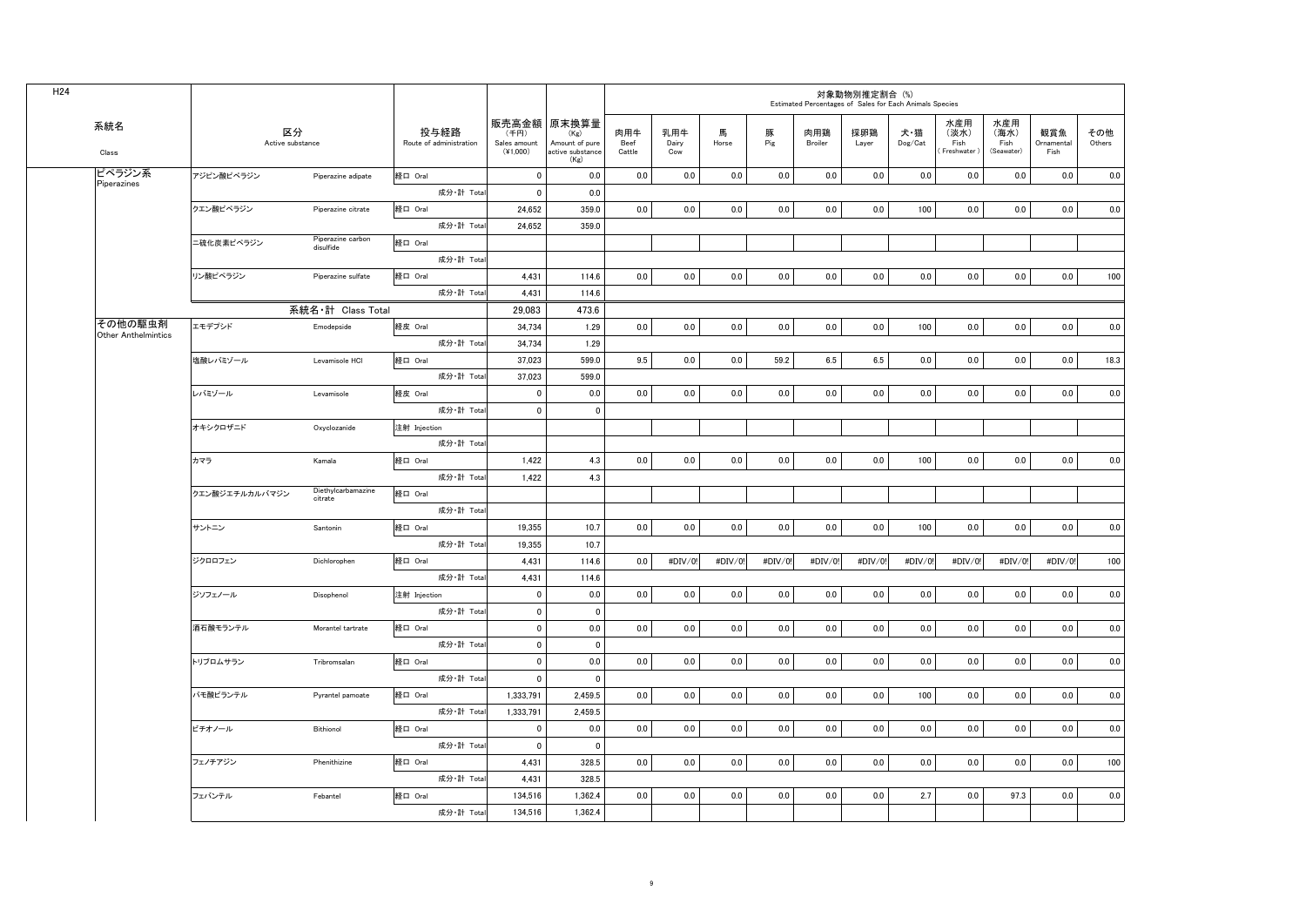H24

| 系統名 Class | 区分 Active substance | | 投与経路 Route of administration | 販売高金額 (千円) Sales amount (¥1,000) | 原末換算量 (Kg) Amount of pure active substance (Kg) | 対象動物別推定割合 (%) Estimated Percentages of Sales for Each Animals Species | | | | | | | | | | |
|---|---|---|---|---|---|---|---|---|---|---|---|---|---|---|---|---|
| | | | | | | 肉用牛 Beef Cattle | 乳用牛 Dairy Cow | 馬 Horse | 豚 Pig | 肉用鶏 Broiler | 採卵鶏 Layer | 犬・猫 Dog/Cat | 水産用(淡水) Fish (Freshwater) | 水産用(海水) Fish (Seawater) | 観賞魚 Ornamental Fish | その他 Others |
| ピペラジン系 Piperazines | アジピン酸ピペラジン | Piperazine adipate | 経口 Oral | 0 | 0.0 | 0.0 | 0.0 | 0.0 | 0.0 | 0.0 | 0.0 | 0.0 | 0.0 | 0.0 | 0.0 | 0.0 |
| | | | 成分・計 Total | 0 | 0.0 | | | | | | | | | | | |
| | クエン酸ピペラジン | Piperazine citrate | 経口 Oral | 24,652 | 359.0 | 0.0 | 0.0 | 0.0 | 0.0 | 0.0 | 0.0 | 100 | 0.0 | 0.0 | 0.0 | 0.0 |
| | | | 成分・計 Total | 24,652 | 359.0 | | | | | | | | | | | |
| | 二硫化炭素ピペラジン | Piperazine carbon disulfide | 経口 Oral | | | | | | | | | | | | | |
| | | | 成分・計 Total | | | | | | | | | | | | | |
| | リン酸ピペラジン | Piperazine sulfate | 経口 Oral | 4,431 | 114.6 | 0.0 | 0.0 | 0.0 | 0.0 | 0.0 | 0.0 | 0.0 | 0.0 | 0.0 | 0.0 | 100 |
| | | | 成分・計 Total | 4,431 | 114.6 | | | | | | | | | | | |
| | 系統名・計 Class Total | | | 29,083 | 473.6 | | | | | | | | | | | |
| その他の駆虫剤 Other Anthelmintics | エモデプシド | Emodepside | 経皮 Oral | 34,734 | 1.29 | 0.0 | 0.0 | 0.0 | 0.0 | 0.0 | 0.0 | 100 | 0.0 | 0.0 | 0.0 | 0.0 |
| | | | 成分・計 Total | 34,734 | 1.29 | | | | | | | | | | | |
| | 塩酸レバミゾール | Levamisole HCl | 経口 Oral | 37,023 | 599.0 | 9.5 | 0.0 | 0.0 | 59.2 | 6.5 | 6.5 | 0.0 | 0.0 | 0.0 | 0.0 | 18.3 |
| | | | 成分・計 Total | 37,023 | 599.0 | | | | | | | | | | | |
| | レバミゾール | Levamisole | 経皮 Oral | 0 | 0.0 | 0.0 | 0.0 | 0.0 | 0.0 | 0.0 | 0.0 | 0.0 | 0.0 | 0.0 | 0.0 | 0.0 |
| | | | 成分・計 Total | 0 | 0 | | | | | | | | | | | |
| | オキシクロザニド | Oxyclozanide | 注射 Injection | | | | | | | | | | | | | |
| | | | 成分・計 Total | | | | | | | | | | | | | |
| | カマラ | Kamala | 経口 Oral | 1,422 | 4.3 | 0.0 | 0.0 | 0.0 | 0.0 | 0.0 | 0.0 | 100 | 0.0 | 0.0 | 0.0 | 0.0 |
| | | | 成分・計 Total | 1,422 | 4.3 | | | | | | | | | | | |
| | クエン酸ジエチルカルバマジン | Diethylcarbamazine citrate | 経口 Oral | | | | | | | | | | | | | |
| | | | 成分・計 Total | | | | | | | | | | | | | |
| | サントニン | Santonin | 経口 Oral | 19,355 | 10.7 | 0.0 | 0.0 | 0.0 | 0.0 | 0.0 | 0.0 | 100 | 0.0 | 0.0 | 0.0 | 0.0 |
| | | | 成分・計 Total | 19,355 | 10.7 | | | | | | | | | | | |
| | ジクロロフェン | Dichlorophen | 経口 Oral | 4,431 | 114.6 | 0.0 | #DIV/0! | #DIV/0! | #DIV/0! | #DIV/0! | #DIV/0! | #DIV/0! | #DIV/0! | #DIV/0! | #DIV/0! | 100 |
| | | | 成分・計 Total | 4,431 | 114.6 | | | | | | | | | | | |
| | ジソフェノール | Disophenol | 注射 Injection | 0 | 0.0 | 0.0 | 0.0 | 0.0 | 0.0 | 0.0 | 0.0 | 0.0 | 0.0 | 0.0 | 0.0 | 0.0 |
| | | | 成分・計 Total | 0 | 0 | | | | | | | | | | | |
| | 酒石酸モランテル | Morantel tartrate | 経口 Oral | 0 | 0.0 | 0.0 | 0.0 | 0.0 | 0.0 | 0.0 | 0.0 | 0.0 | 0.0 | 0.0 | 0.0 | 0.0 |
| | | | 成分・計 Total | 0 | 0 | | | | | | | | | | | |
| | トリブロムサラン | Tribromsalan | 経口 Oral | 0 | 0.0 | 0.0 | 0.0 | 0.0 | 0.0 | 0.0 | 0.0 | 0.0 | 0.0 | 0.0 | 0.0 | 0.0 |
| | | | 成分・計 Total | 0 | 0 | | | | | | | | | | | |
| | パモ酸ピランテル | Pyrantel pamoate | 経口 Oral | 1,333,791 | 2,459.5 | 0.0 | 0.0 | 0.0 | 0.0 | 0.0 | 0.0 | 100 | 0.0 | 0.0 | 0.0 | 0.0 |
| | | | 成分・計 Total | 1,333,791 | 2,459.5 | | | | | | | | | | | |
| | ビチオノール | Bithionol | 経口 Oral | 0 | 0.0 | 0.0 | 0.0 | 0.0 | 0.0 | 0.0 | 0.0 | 0.0 | 0.0 | 0.0 | 0.0 | 0.0 |
| | | | 成分・計 Total | 0 | 0 | | | | | | | | | | | |
| | フェノチアジン | Phenithizine | 経口 Oral | 4,431 | 328.5 | 0.0 | 0.0 | 0.0 | 0.0 | 0.0 | 0.0 | 0.0 | 0.0 | 0.0 | 0.0 | 100 |
| | | | 成分・計 Total | 4,431 | 328.5 | | | | | | | | | | | |
| | フェバンテル | Febantel | 経口 Oral | 134,516 | 1,362.4 | 0.0 | 0.0 | 0.0 | 0.0 | 0.0 | 0.0 | 2.7 | 0.0 | 97.3 | 0.0 | 0.0 |
| | | | 成分・計 Total | 134,516 | 1,362.4 | | | | | | | | | | | |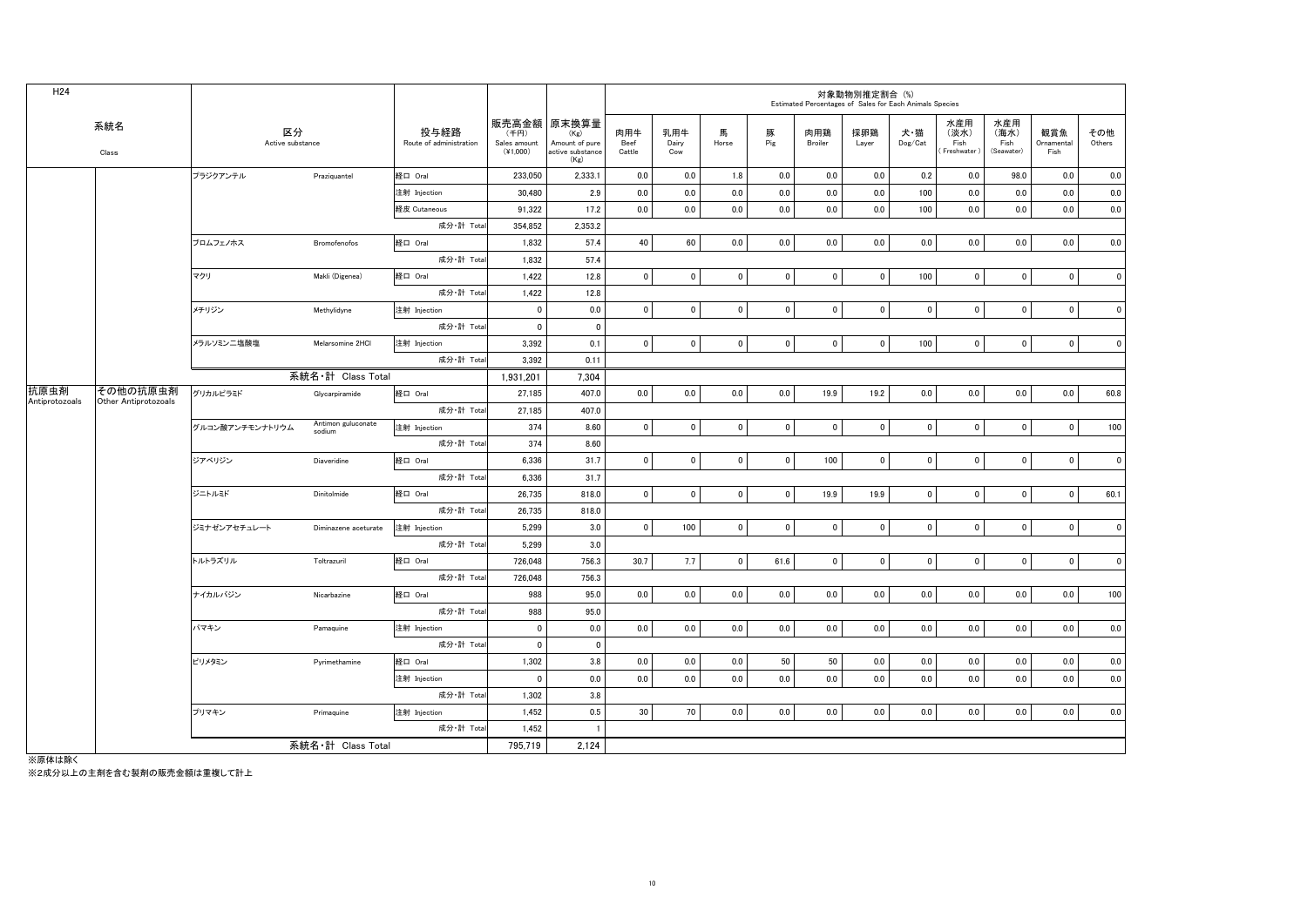| H24 | | | | | | | | 対象動物別推定割合 (%) Estimated Percentages of Sales for Each Animals Species | | | | | | | | | | | |
|---|---|---|---|---|---|---|---|---|---|---|---|---|---|---|---|---|---|---|---|
| 系統名 Class | | 区分 Active substance | | 投与経路 Route of administration | 販売高金額 (千円) Sales amount (¥1,000) | 原末換算量 (Kg) Amount of pure active substance (Kg) | 肉用牛 Beef Cattle | 乳用牛 Dairy Cow | 馬 Horse | 豚 Pig | 肉用鶏 Broiler | 採卵鶏 Layer | 犬・猫 Dog/Cat | 水産用 (淡水) Fish (Freshwater) | 水産用 (海水) Fish (Seawater) | 観賞魚 Ornamental Fish | その他 Others |
| | | プラジクアンテル | Praziquantel | 経口 Oral | 233,050 | 2,333.1 | 0.0 | 0.0 | 1.8 | 0.0 | 0.0 | 0.0 | 0.2 | 0.0 | 98.0 | 0.0 | 0.0 |
| | | | | 注射 Injection | 30,480 | 2.9 | 0.0 | 0.0 | 0.0 | 0.0 | 0.0 | 0.0 | 100 | 0.0 | 0.0 | 0.0 | 0.0 |
| | | | | 経皮 Cutaneous | 91,322 | 17.2 | 0.0 | 0.0 | 0.0 | 0.0 | 0.0 | 0.0 | 100 | 0.0 | 0.0 | 0.0 | 0.0 |
| | | | | 成分・計 Total | 354,852 | 2,353.2 | | | | | | | | | | | |
| | | ブロムフェノホス | Bromofenofos | 経口 Oral | 1,832 | 57.4 | 40 | 60 | 0.0 | 0.0 | 0.0 | 0.0 | 0.0 | 0.0 | 0.0 | 0.0 | 0.0 |
| | | | | 成分・計 Total | 1,832 | 57.4 | | | | | | | | | | | |
| | | マクリ | Makli (Digenea) | 経口 Oral | 1,422 | 12.8 | 0 | 0 | 0 | 0 | 0 | 0 | 100 | 0 | 0 | 0 | 0 |
| | | | | 成分・計 Total | 1,422 | 12.8 | | | | | | | | | | | |
| | | メチリジン | Methylidyne | 注射 Injection | 0 | 0.0 | 0 | 0 | 0 | 0 | 0 | 0 | 0 | 0 | 0 | 0 | 0 |
| | | | | 成分・計 Total | 0 | 0 | | | | | | | | | | | |
| | | メラルソミン二塩酸塩 | Melarsomine 2HCl | 注射 Injection | 3,392 | 0.1 | 0 | 0 | 0 | 0 | 0 | 0 | 100 | 0 | 0 | 0 | 0 |
| | | | | 成分・計 Total | 3,392 | 0.11 | | | | | | | | | | | |
| | | 系統名・計 Class Total | | | 1,931,201 | 7,304 | | | | | | | | | | | |
| 抗原虫剤 Antiprotozoals | その他の抗原虫剤 Other Antiprotozoals | グリカルピラミド | Glycarpiramide | 経口 Oral | 27,185 | 407.0 | 0.0 | 0.0 | 0.0 | 0.0 | 19.9 | 19.2 | 0.0 | 0.0 | 0.0 | 0.0 | 60.8 |
| | | | | 成分・計 Total | 27,185 | 407.0 | | | | | | | | | | | |
| | | グルコン酸アンチモンナトリウム | Antimon guluconate sodium | 注射 Injection | 374 | 8.60 | 0 | 0 | 0 | 0 | 0 | 0 | 0 | 0 | 0 | 0 | 100 |
| | | | | 成分・計 Total | 374 | 8.60 | | | | | | | | | | | |
| | | ジアベリジン | Diaveridine | 経口 Oral | 6,336 | 31.7 | 0 | 0 | 0 | 0 | 100 | 0 | 0 | 0 | 0 | 0 | 0 |
| | | | | 成分・計 Total | 6,336 | 31.7 | | | | | | | | | | | |
| | | ジニトルミド | Dinitolmide | 経口 Oral | 26,735 | 818.0 | 0 | 0 | 0 | 0 | 19.9 | 19.9 | 0 | 0 | 0 | 0 | 60.1 |
| | | | | 成分・計 Total | 26,735 | 818.0 | | | | | | | | | | | |
| | | ジミナゼンアセチュレート | Diminazene aceturate | 注射 Injection | 5,299 | 3.0 | 0 | 100 | 0 | 0 | 0 | 0 | 0 | 0 | 0 | 0 | 0 |
| | | | | 成分・計 Total | 5,299 | 3.0 | | | | | | | | | | | |
| | | トルトラズリル | Toltrazuril | 経口 Oral | 726,048 | 756.3 | 30.7 | 7.7 | 0 | 61.6 | 0 | 0 | 0 | 0 | 0 | 0 | 0 |
| | | | | 成分・計 Total | 726,048 | 756.3 | | | | | | | | | | | |
| | | ナイカルバジン | Nicarbazine | 経口 Oral | 988 | 95.0 | 0.0 | 0.0 | 0.0 | 0.0 | 0.0 | 0.0 | 0.0 | 0.0 | 0.0 | 0.0 | 100 |
| | | | | 成分・計 Total | 988 | 95.0 | | | | | | | | | | | |
| | | パマキン | Pamaquine | 注射 Injection | 0 | 0.0 | 0.0 | 0.0 | 0.0 | 0.0 | 0.0 | 0.0 | 0.0 | 0.0 | 0.0 | 0.0 | 0.0 |
| | | | | 成分・計 Total | 0 | 0 | | | | | | | | | | | |
| | | ピリメタミン | Pyrimethamine | 経口 Oral | 1,302 | 3.8 | 0.0 | 0.0 | 0.0 | 50 | 50 | 0.0 | 0.0 | 0.0 | 0.0 | 0.0 | 0.0 |
| | | | | 注射 Injection | 0 | 0.0 | 0.0 | 0.0 | 0.0 | 0.0 | 0.0 | 0.0 | 0.0 | 0.0 | 0.0 | 0.0 | 0.0 |
| | | | | 成分・計 Total | 1,302 | 3.8 | | | | | | | | | | | |
| | | プリマキン | Primaquine | 注射 Injection | 1,452 | 0.5 | 30 | 70 | 0.0 | 0.0 | 0.0 | 0.0 | 0.0 | 0.0 | 0.0 | 0.0 | 0.0 |
| | | | | 成分・計 Total | 1,452 | 1 | | | | | | | | | | | |
| | | 系統名・計 Class Total | | | 795,719 | 2,124 | | | | | | | | | | | |

※原体は除く

※2成分以上の主剤を含む製剤の販売金額は重複して計上